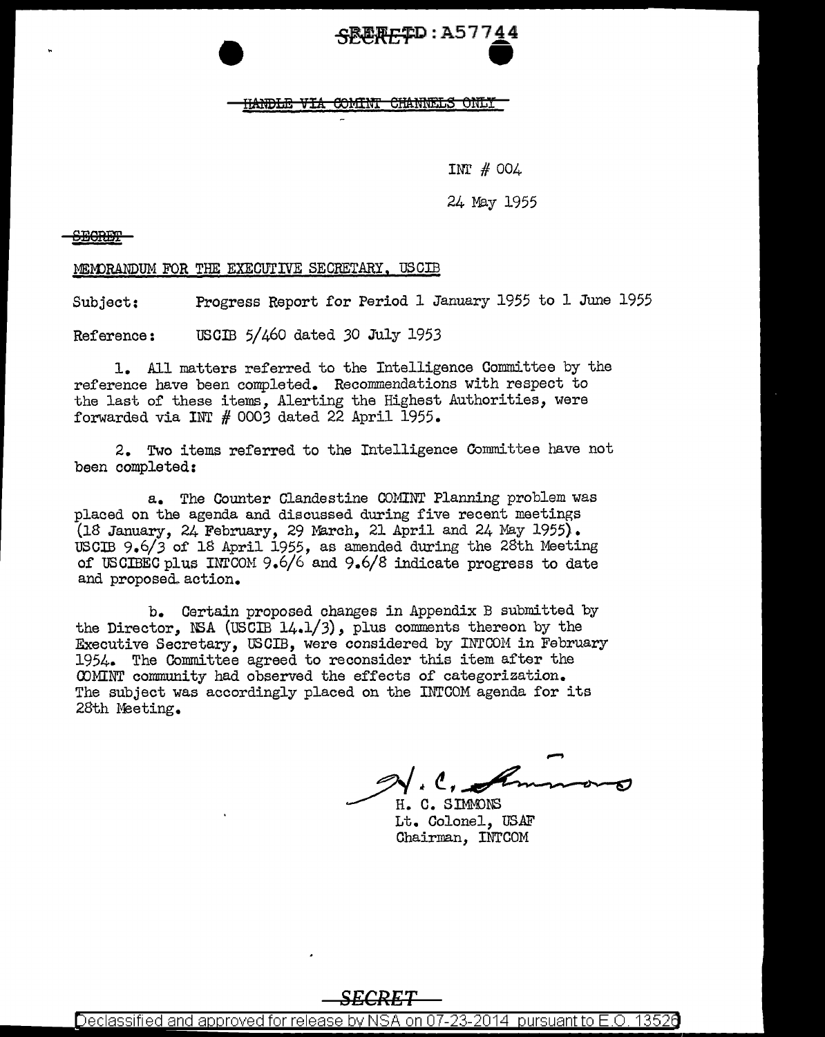REF ID:A57744

HANDLE VIA COMINT CHANNELS ONLY

INT # 004

24 May 1955

SECRET

MEMORANDUM FOR THE EXECUTIVE SECRETARY, USCIB

Subject: Progress Report for Period 1 January 1955 to 1 June 1955

Reference: USCIB 5/460 dated 30 July 1953

1. All matters referred to the Intelligence Committee by the reference have been completed. Recommendations with respect to the last of these items, Alerting the Highest Authorities, were forwarded via INT # 0003 dated 22 April 1955.

2. Two items referred to the Intelligence Committee have not been completed:

a. The Counter Clandestine COMINT Planning problem was placed on the agenda and discussed during five recent meetings (18 January, 24 February, 29 March, 21 April and 24 May 1955). USCIB 9.6/3 of 18 April 1955, as amended during the 28th Meeting of USCIBEC plus INTCOM 9.6/6 and 9.6/8 indicate progress to date and proposed action.

b. Certain proposed changes in Appendix B submitted by the Director, NSA (USCIB 14.1/3), plus comments thereon by the Executive Secretary, USCIB, were considered by INTCOM in February 1954. The Committee agreed to reconsider this item after the COMINT community had observed the effects of categorization. The subject was accordingly placed on the INTCOM agenda for its 28th Meeting.

H. C. Simmons

H. C. SIMMONS
Lt. Colonel, USAF
Chairman, INTCOM

SECRET

Declassified and approved for release by NSA on 07-23-2014 pursuant to E.O. 13526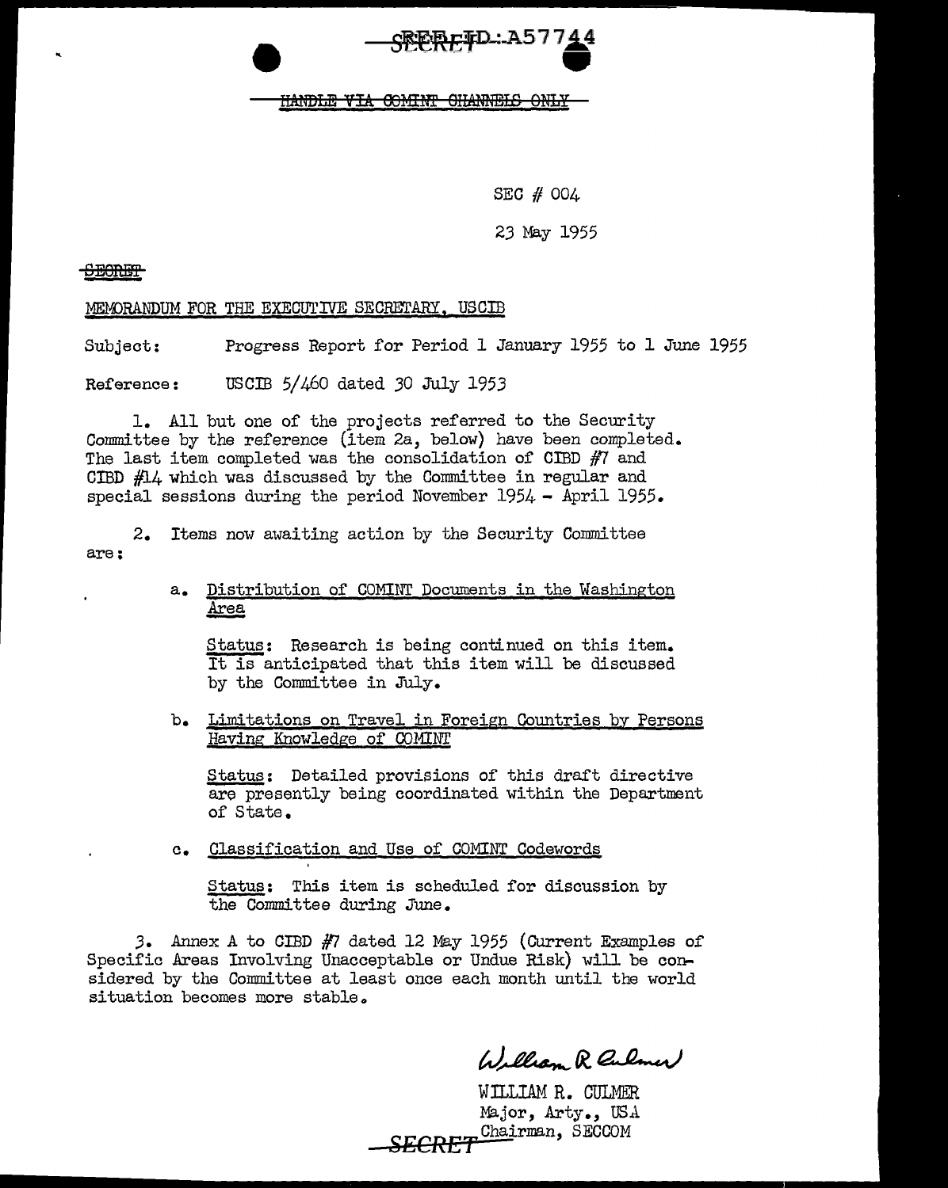REF ID:A57744

SECRET

HANDLE VIA COMINT CHANNELS ONLY

SEC # 004

23 May 1955

SECRET

MEMORANDUM FOR THE EXECUTIVE SECRETARY, USCIB

Subject: Progress Report for Period 1 January 1955 to 1 June 1955

Reference: USCIB 5/460 dated 30 July 1953

1. All but one of the projects referred to the Security Committee by the reference (item 2a, below) have been completed. The last item completed was the consolidation of CIBD #7 and CIBD #14 which was discussed by the Committee in regular and special sessions during the period November 1954 - April 1955.

2. Items now awaiting action by the Security Committee are:

a. Distribution of COMINT Documents in the Washington Area

Status: Research is being continued on this item. It is anticipated that this item will be discussed by the Committee in July.

b. Limitations on Travel in Foreign Countries by Persons Having Knowledge of COMINT

Status: Detailed provisions of this draft directive are presently being coordinated within the Department of State.

c. Classification and Use of COMINT Codewords

Status: This item is scheduled for discussion by the Committee during June.

3. Annex A to CIBD #7 dated 12 May 1955 (Current Examples of Specific Areas Involving Unacceptable or Undue Risk) will be considered by the Committee at least once each month until the world situation becomes more stable.

William R. Culmer

WILLIAM R. CULMER
Major, Arty., USA
Chairman, SECCOM

SECRET